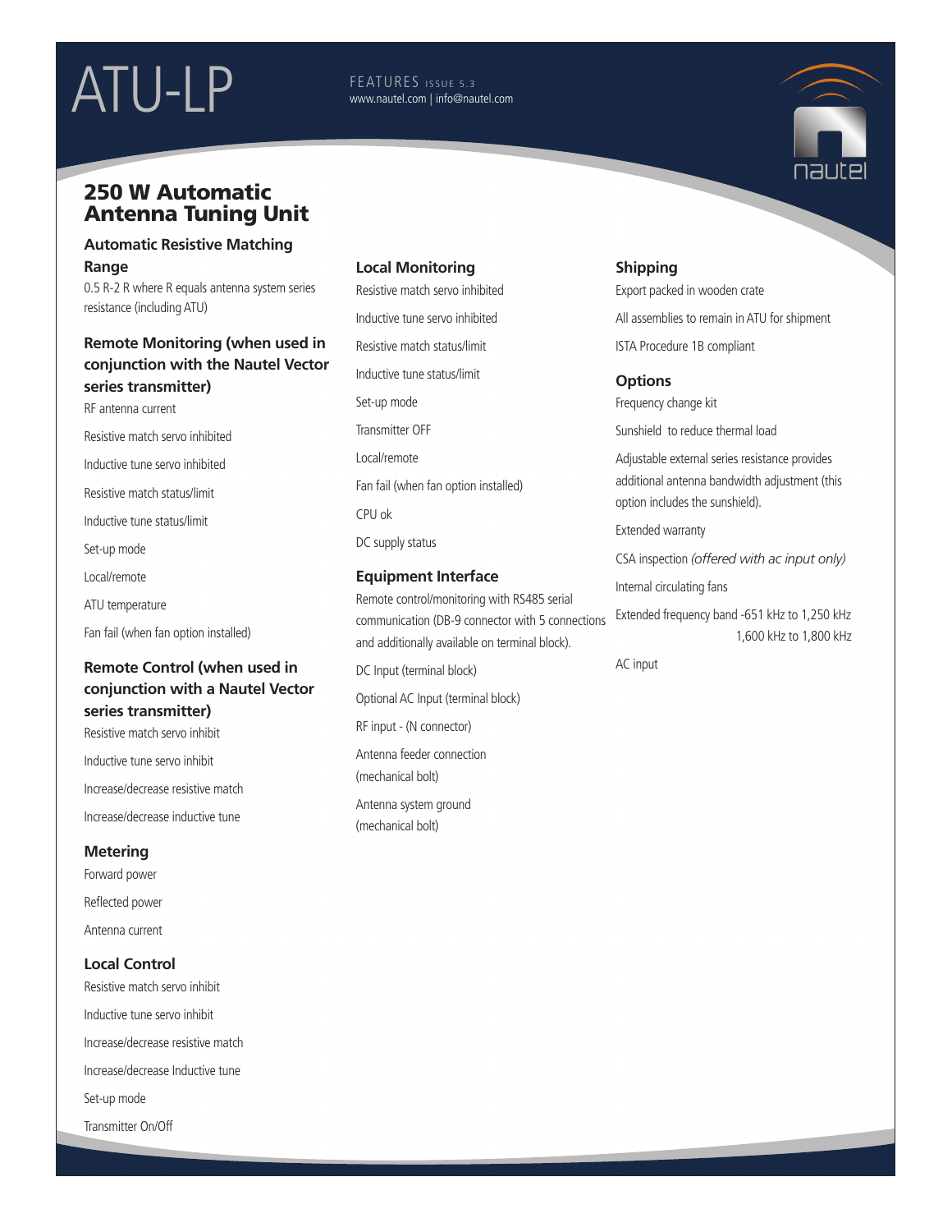# ATU-LP

FEATURES ISSUE 5.3
www.nautel.com | info@nautel.com

## 250 W Automatic Antenna Tuning Unit

### Automatic Resistive Matching Range

0.5 R-2 R where R equals antenna system series resistance (including ATU)

### Remote Monitoring (when used in conjunction with the Nautel Vector series transmitter)

RF antenna current

Resistive match servo inhibited

Inductive tune servo inhibited

Resistive match status/limit

Inductive tune status/limit

Set-up mode

Local/remote

ATU temperature

Fan fail (when fan option installed)

### Remote Control (when used in conjunction with a Nautel Vector series transmitter)

Resistive match servo inhibit

Inductive tune servo inhibit

Increase/decrease resistive match

Increase/decrease inductive tune

### Metering

Forward power

Reflected power

Antenna current

### Local Control

Resistive match servo inhibit

Inductive tune servo inhibit

Increase/decrease resistive match

Increase/decrease Inductive tune

Set-up mode

Transmitter On/Off

### Local Monitoring

Resistive match servo inhibited

Inductive tune servo inhibited

Resistive match status/limit

Inductive tune status/limit

Set-up mode

Transmitter OFF

Local/remote

Fan fail (when fan option installed)

CPU ok

DC supply status

### Equipment Interface

Remote control/monitoring with RS485 serial communication (DB-9 connector with 5 connections and additionally available on terminal block).

DC Input (terminal block)

Optional AC Input (terminal block)

RF input - (N connector)

Antenna feeder connection (mechanical bolt)

Antenna system ground (mechanical bolt)

### Shipping

Export packed in wooden crate

All assemblies to remain in ATU for shipment

ISTA Procedure 1B compliant

### Options

Frequency change kit

Sunshield to reduce thermal load

Adjustable external series resistance provides additional antenna bandwidth adjustment (this option includes the sunshield).

Extended warranty

CSA inspection *(offered with ac input only)*

Internal circulating fans

Extended frequency band -651 kHz to 1,250 kHz
1,600 kHz to 1,800 kHz

AC input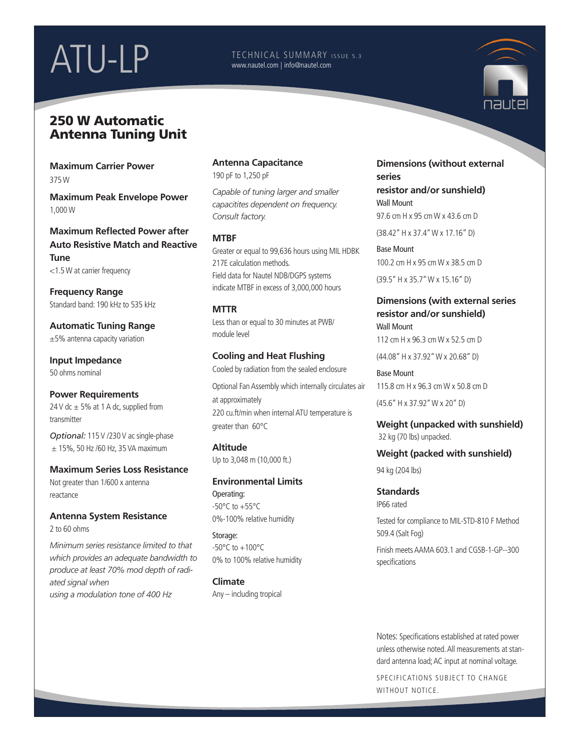# ATU-LP

TECHNICAL SUMMARY ISSUE 5.3
www.nautel.com | info@nautel.com

nautel

## 250 W Automatic Antenna Tuning Unit

### Maximum Carrier Power
375 W

### Maximum Peak Envelope Power
1,000 W

### Maximum Reflected Power after Auto Resistive Match and Reactive Tune
<1.5 W at carrier frequency

### Frequency Range
Standard band: 190 kHz to 535 kHz

### Automatic Tuning Range
±5% antenna capacity variation

### Input Impedance
50 ohms nominal

### Power Requirements
24 V dc ± 5% at 1 A dc, supplied from transmitter

*Optional:* 115 V /230 V ac single-phase ± 15%, 50 Hz /60 Hz, 35 VA maximum

### Maximum Series Loss Resistance
Not greater than 1/600 x antenna reactance

### Antenna System Resistance
2 to 60 ohms

*Minimum series resistance limited to that which provides an adequate bandwidth to produce at least 70% mod depth of radiated signal when using a modulation tone of 400 Hz*

### Antenna Capacitance
190 pF to 1,250 pF

*Capable of tuning larger and smaller capacitites dependent on frequency. Consult factory.*

### MTBF
Greater or equal to 99,636 hours using MIL HDBK 217E calculation methods.
Field data for Nautel NDB/DGPS systems indicate MTBF in excess of 3,000,000 hours

### MTTR
Less than or equal to 30 minutes at PWB/module level

### Cooling and Heat Flushing
Cooled by radiation from the sealed enclosure

Optional Fan Assembly which internally circulates air at approximately 220 cu.ft/min when internal ATU temperature is greater than 60°C

### Altitude
Up to 3,048 m (10,000 ft.)

### Environmental Limits
Operating:
-50°C to +55°C
0%-100% relative humidity

Storage:
-50°C to +100°C
0% to 100% relative humidity

### Climate
Any – including tropical

### Dimensions (without external series resistor and/or sunshield)
Wall Mount
97.6 cm H x 95 cm W x 43.6 cm D

(38.42" H x 37.4" W x 17.16" D)

Base Mount
100.2 cm H x 95 cm W x 38.5 cm D

(39.5" H x 35.7" W x 15.16" D)

### Dimensions (with external series resistor and/or sunshield)
Wall Mount
112 cm H x 96.3 cm W x 52.5 cm D

(44.08" H x 37.92" W x 20.68" D)

Base Mount
115.8 cm H x 96.3 cm W x 50.8 cm D

(45.6" H x 37.92" W x 20" D)

### Weight (unpacked with sunshield)
32 kg (70 lbs) unpacked.

### Weight (packed with sunshield)
94 kg (204 lbs)

### Standards
IP66 rated

Tested for compliance to MIL-STD-810 F Method 509.4 (Salt Fog)

Finish meets AAMA 603.1 and CGSB-1-GP--300 specifications

Notes: Specifications established at rated power unless otherwise noted. All measurements at standard antenna load; AC input at nominal voltage.

SPECIFICATIONS SUBJECT TO CHANGE WITHOUT NOTICE.